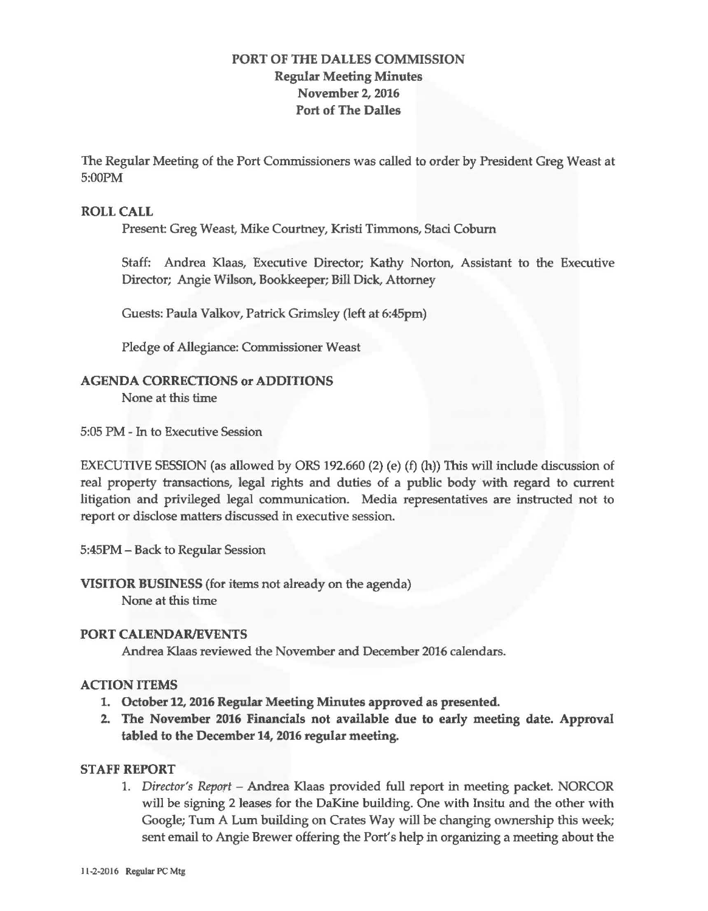# PORT OF THE DALLES COMMISSION

## Regular Meeting Minutes
## November 2, 2016
## Port of The Dalles

The Regular Meeting of the Port Commissioners was called to order by President Greg Weast at 5:00PM

## ROLL CALL

Present: Greg Weast, Mike Courtney, Kristi Timmons, Staci Coburn

Staff: Andrea Klaas, Executive Director; Kathy Norton, Assistant to the Executive Director; Angie Wilson, Bookkeeper; Bill Dick, Attorney

Guests: Paula Valkov, Patrick Grimsley (left at 6:45pm)

Pledge of Allegiance: Commissioner Weast

## AGENDA CORRECTIONS or ADDITIONS

None at this time

5:05 PM - In to Executive Session

EXECUTIVE SESSION (as allowed by ORS 192.660 (2) (e) (f) (h)) This will include discussion of real property transactions, legal rights and duties of a public body with regard to current litigation and privileged legal communication. Media representatives are instructed not to report or disclose matters discussed in executive session.

5:45PM – Back to Regular Session

## VISITOR BUSINESS (for items not already on the agenda)

None at this time

## PORT CALENDAR/EVENTS

Andrea Klaas reviewed the November and December 2016 calendars.

## ACTION ITEMS

1. **October 12, 2016 Regular Meeting Minutes approved as presented.**
2. **The November 2016 Financials not available due to early meeting date. Approval tabled to the December 14, 2016 regular meeting.**

## STAFF REPORT

1. *Director's Report* – Andrea Klaas provided full report in meeting packet. NORCOR will be signing 2 leases for the DaKine building. One with Insitu and the other with Google; Tum A Lum building on Crates Way will be changing ownership this week; sent email to Angie Brewer offering the Port's help in organizing a meeting about the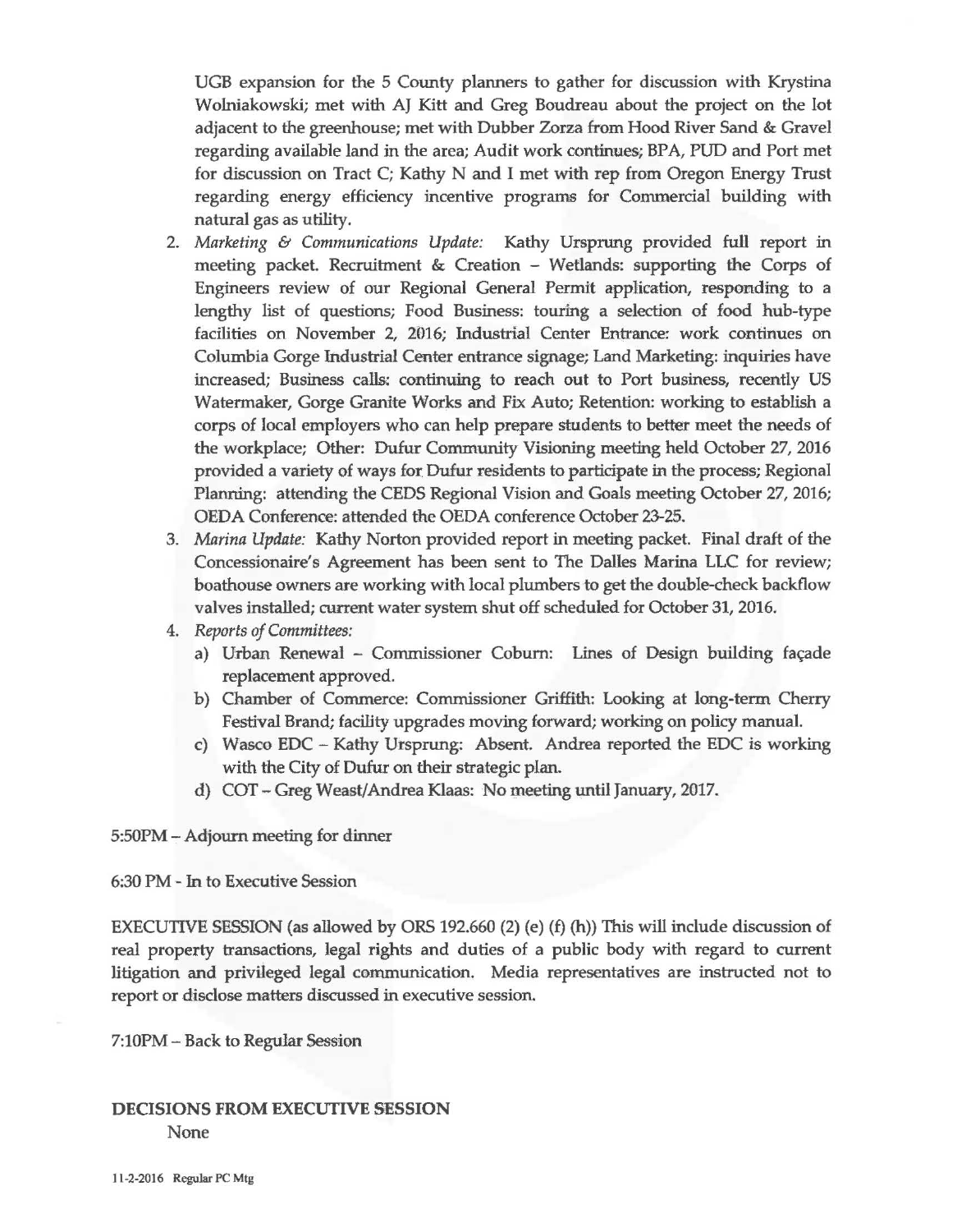UGB expansion for the 5 County planners to gather for discussion with Krystina Wolniakowski; met with AJ Kitt and Greg Boudreau about the project on the lot adjacent to the greenhouse; met with Dubber Zorza from Hood River Sand & Gravel regarding available land in the area; Audit work continues; BPA, PUD and Port met for discussion on Tract C; Kathy N and I met with rep from Oregon Energy Trust regarding energy efficiency incentive programs for Commercial building with natural gas as utility.

2. *Marketing & Communications Update:* Kathy Ursprung provided full report in meeting packet. Recruitment & Creation – Wetlands: supporting the Corps of Engineers review of our Regional General Permit application, responding to a lengthy list of questions; Food Business: touring a selection of food hub-type facilities on November 2, 2016; Industrial Center Entrance: work continues on Columbia Gorge Industrial Center entrance signage; Land Marketing: inquiries have increased; Business calls: continuing to reach out to Port business, recently US Watermaker, Gorge Granite Works and Fix Auto; Retention: working to establish a corps of local employers who can help prepare students to better meet the needs of the workplace; Other: Dufur Community Visioning meeting held October 27, 2016 provided a variety of ways for Dufur residents to participate in the process; Regional Planning: attending the CEDS Regional Vision and Goals meeting October 27, 2016; OEDA Conference: attended the OEDA conference October 23-25.
3. *Marina Update:* Kathy Norton provided report in meeting packet. Final draft of the Concessionaire's Agreement has been sent to The Dalles Marina LLC for review; boathouse owners are working with local plumbers to get the double-check backflow valves installed; current water system shut off scheduled for October 31, 2016.
4. *Reports of Committees:*
   a) Urban Renewal – Commissioner Coburn: Lines of Design building façade replacement approved.
   b) Chamber of Commerce: Commissioner Griffith: Looking at long-term Cherry Festival Brand; facility upgrades moving forward; working on policy manual.
   c) Wasco EDC – Kathy Ursprung: Absent. Andrea reported the EDC is working with the City of Dufur on their strategic plan.
   d) COT – Greg Weast/Andrea Klaas: No meeting until January, 2017.

5:50PM – Adjourn meeting for dinner

6:30 PM - In to Executive Session

EXECUTIVE SESSION (as allowed by ORS 192.660 (2) (e) (f) (h)) This will include discussion of real property transactions, legal rights and duties of a public body with regard to current litigation and privileged legal communication. Media representatives are instructed not to report or disclose matters discussed in executive session.

7:10PM – Back to Regular Session

**DECISIONS FROM EXECUTIVE SESSION**

None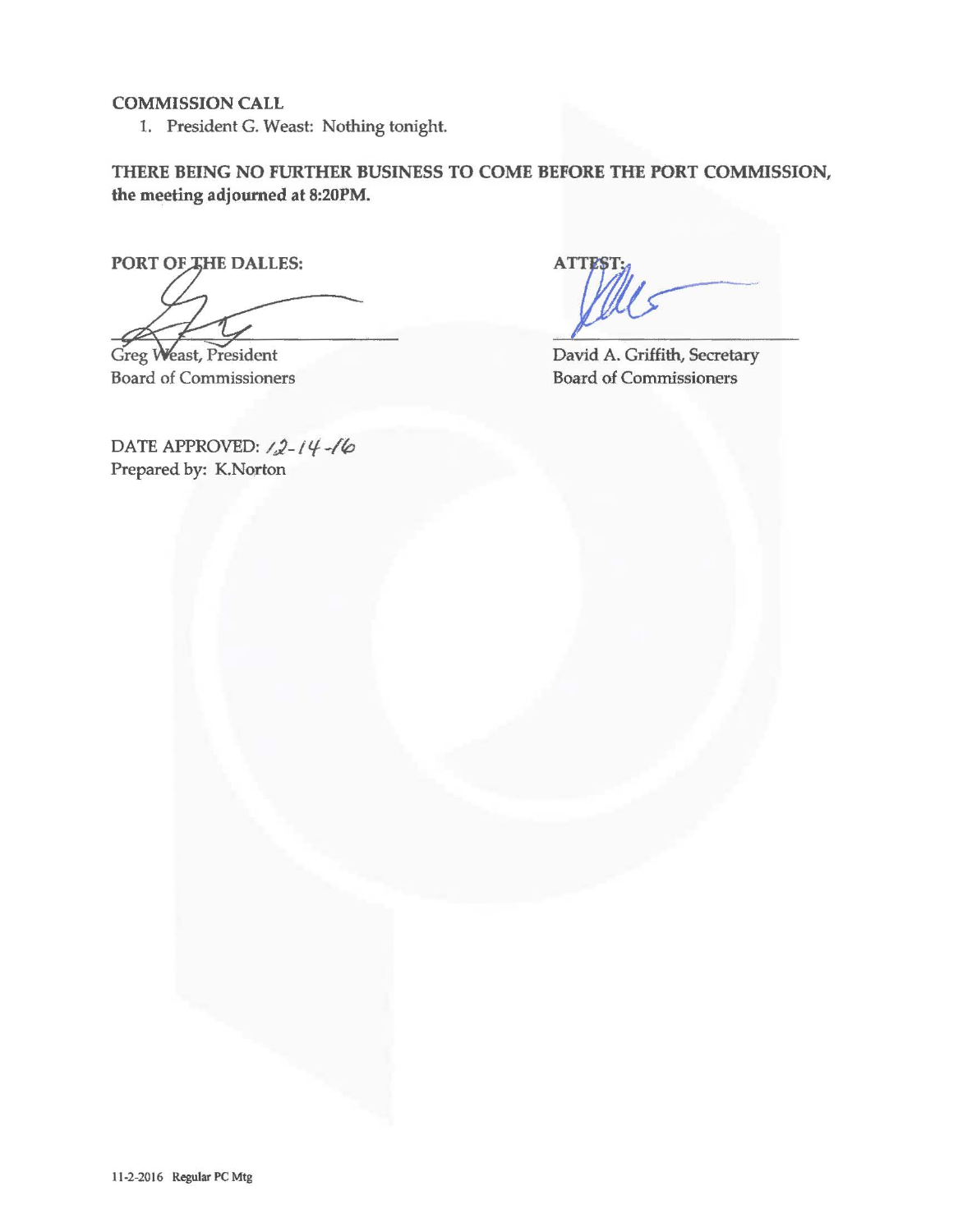**COMMISSION CALL**

1. President G. Weast: Nothing tonight.

**THERE BEING NO FURTHER BUSINESS TO COME BEFORE THE PORT COMMISSION, the meeting adjourned at 8:20PM.**

**PORT OF THE DALLES:**

Greg Weast, President
Board of Commissioners

**ATTEST:**

David A. Griffith, Secretary
Board of Commissioners

DATE APPROVED: 12-14-16
Prepared by: K.Norton